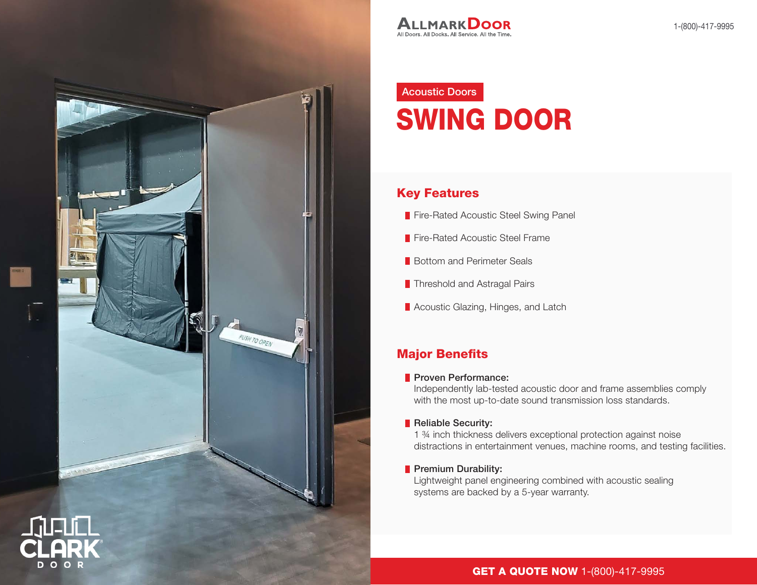ALLMARKDOOR
All Doors. All Docks. All Service. All the Time.

1-(800)-417-9995

Acoustic Doors

# SWING DOOR

## Key Features

- Fire-Rated Acoustic Steel Swing Panel
- Fire-Rated Acoustic Steel Frame
- Bottom and Perimeter Seals
- Threshold and Astragal Pairs
- Acoustic Glazing, Hinges, and Latch

## Major Benefits

- **Proven Performance:**
  Independently lab-tested acoustic door and frame assemblies comply with the most up-to-date sound transmission loss standards.

- **Reliable Security:**
  1 ¾ inch thickness delivers exceptional protection against noise distractions in entertainment venues, machine rooms, and testing facilities.

- **Premium Durability:**
  Lightweight panel engineering combined with acoustic sealing systems are backed by a 5-year warranty.

CLARK DOOR

**GET A QUOTE NOW** 1-(800)-417-9995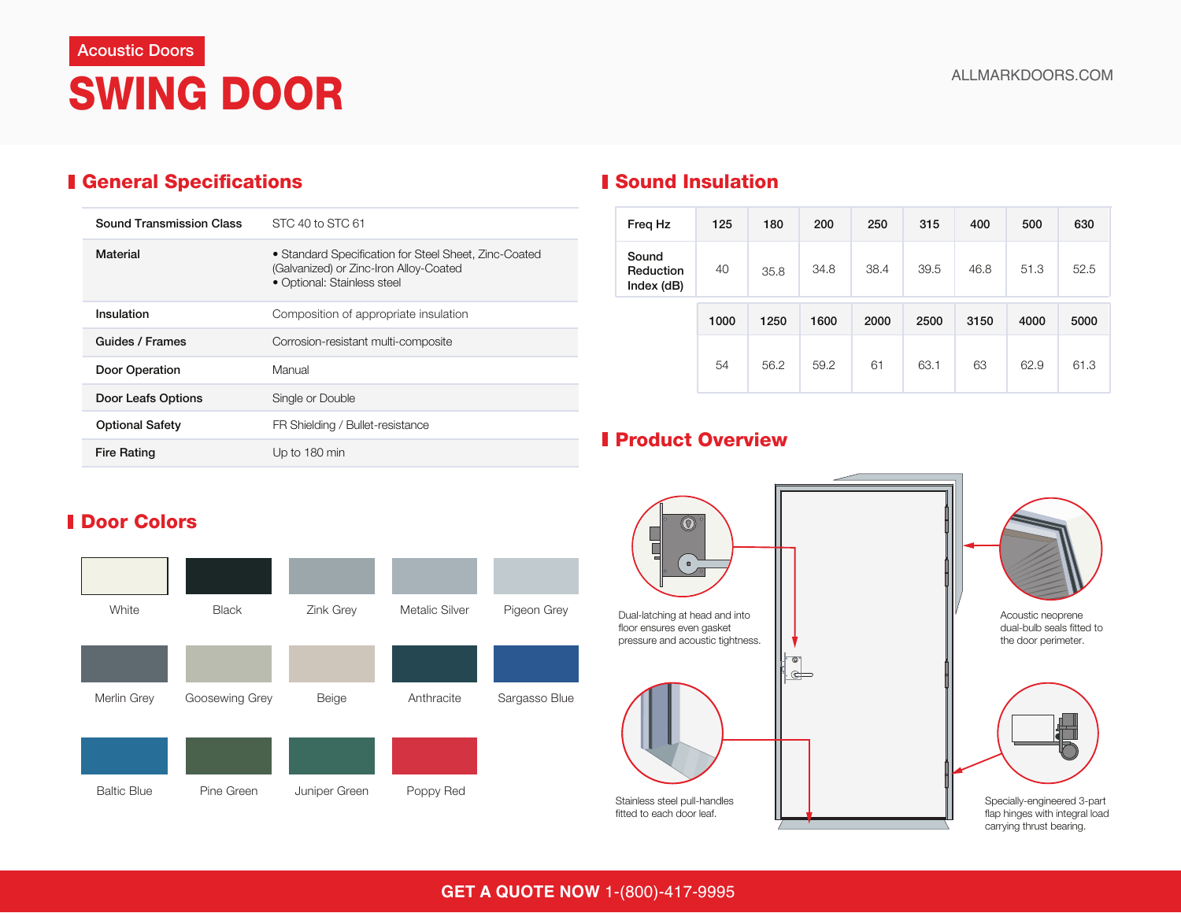Acoustic Doors

# SWING DOOR

ALLMARKDOORS.COM

## General Specifications

| | |
|---|---|
| **Sound Transmission Class** | STC 40 to STC 61 |
| **Material** | • Standard Specification for Steel Sheet, Zinc-Coated (Galvanized) or Zinc-Iron Alloy-Coated<br>• Optional: Stainless steel |
| **Insulation** | Composition of appropriate insulation |
| **Guides / Frames** | Corrosion-resistant multi-composite |
| **Door Operation** | Manual |
| **Door Leafs Options** | Single or Double |
| **Optional Safety** | FR Shielding / Bullet-resistance |
| **Fire Rating** | Up to 180 min |

## Door Colors

White
Black
Zink Grey
Metalic Silver
Pigeon Grey
Merlin Grey
Goosewing Grey
Beige
Anthracite
Sargasso Blue
Baltic Blue
Pine Green
Juniper Green
Poppy Red

## Sound Insulation

| Freq Hz | 125 | 180 | 200 | 250 | 315 | 400 | 500 | 630 |
|---|---|---|---|---|---|---|---|---|
| Sound Reduction Index (dB) | 40 | 35.8 | 34.8 | 38.4 | 39.5 | 46.8 | 51.3 | 52.5 |

| | 1000 | 1250 | 1600 | 2000 | 2500 | 3150 | 4000 | 5000 |
|---|---|---|---|---|---|---|---|---|
| | 54 | 56.2 | 59.2 | 61 | 63.1 | 63 | 62.9 | 61.3 |

## Product Overview

Dual-latching at head and into floor ensures even gasket pressure and acoustic tightness.

Acoustic neoprene dual-bulb seals fitted to the door perimeter.

Stainless steel pull-handles fitted to each door leaf.

Specially-engineered 3-part flap hinges with integral load carrying thrust bearing.

**GET A QUOTE NOW** 1-(800)-417-9995